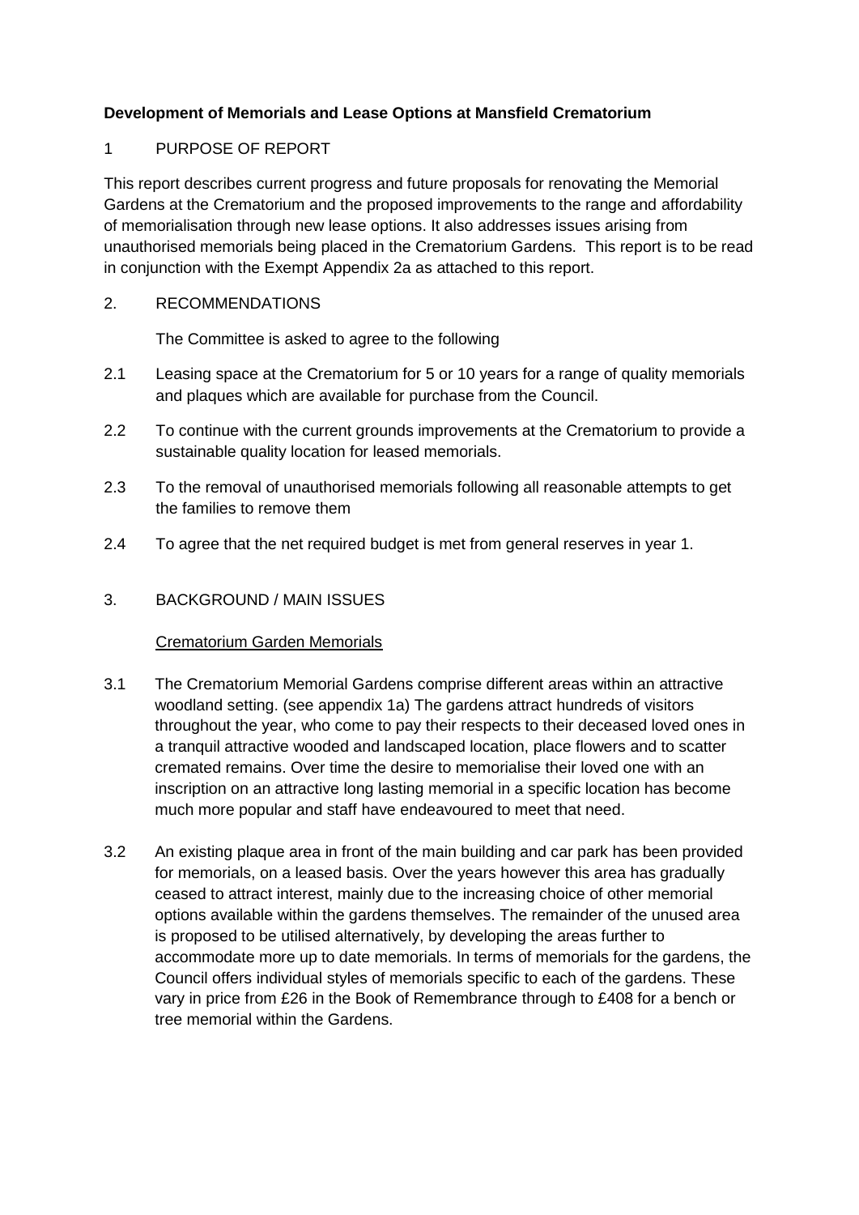**Development of Memorials and Lease Options at Mansfield Crematorium**

1 PURPOSE OF REPORT

This report describes current progress and future proposals for renovating the Memorial Gardens at the Crematorium and the proposed improvements to the range and affordability of memorialisation through new lease options. It also addresses issues arising from unauthorised memorials being placed in the Crematorium Gardens. This report is to be read in conjunction with the Exempt Appendix 2a as attached to this report.

2. RECOMMENDATIONS

The Committee is asked to agree to the following

2.1 Leasing space at the Crematorium for 5 or 10 years for a range of quality memorials and plaques which are available for purchase from the Council.

2.2 To continue with the current grounds improvements at the Crematorium to provide a sustainable quality location for leased memorials.

2.3 To the removal of unauthorised memorials following all reasonable attempts to get the families to remove them

2.4 To agree that the net required budget is met from general reserves in year 1.

3. BACKGROUND / MAIN ISSUES

Crematorium Garden Memorials

3.1 The Crematorium Memorial Gardens comprise different areas within an attractive woodland setting. (see appendix 1a) The gardens attract hundreds of visitors throughout the year, who come to pay their respects to their deceased loved ones in a tranquil attractive wooded and landscaped location, place flowers and to scatter cremated remains. Over time the desire to memorialise their loved one with an inscription on an attractive long lasting memorial in a specific location has become much more popular and staff have endeavoured to meet that need.

3.2 An existing plaque area in front of the main building and car park has been provided for memorials, on a leased basis. Over the years however this area has gradually ceased to attract interest, mainly due to the increasing choice of other memorial options available within the gardens themselves. The remainder of the unused area is proposed to be utilised alternatively, by developing the areas further to accommodate more up to date memorials. In terms of memorials for the gardens, the Council offers individual styles of memorials specific to each of the gardens. These vary in price from £26 in the Book of Remembrance through to £408 for a bench or tree memorial within the Gardens.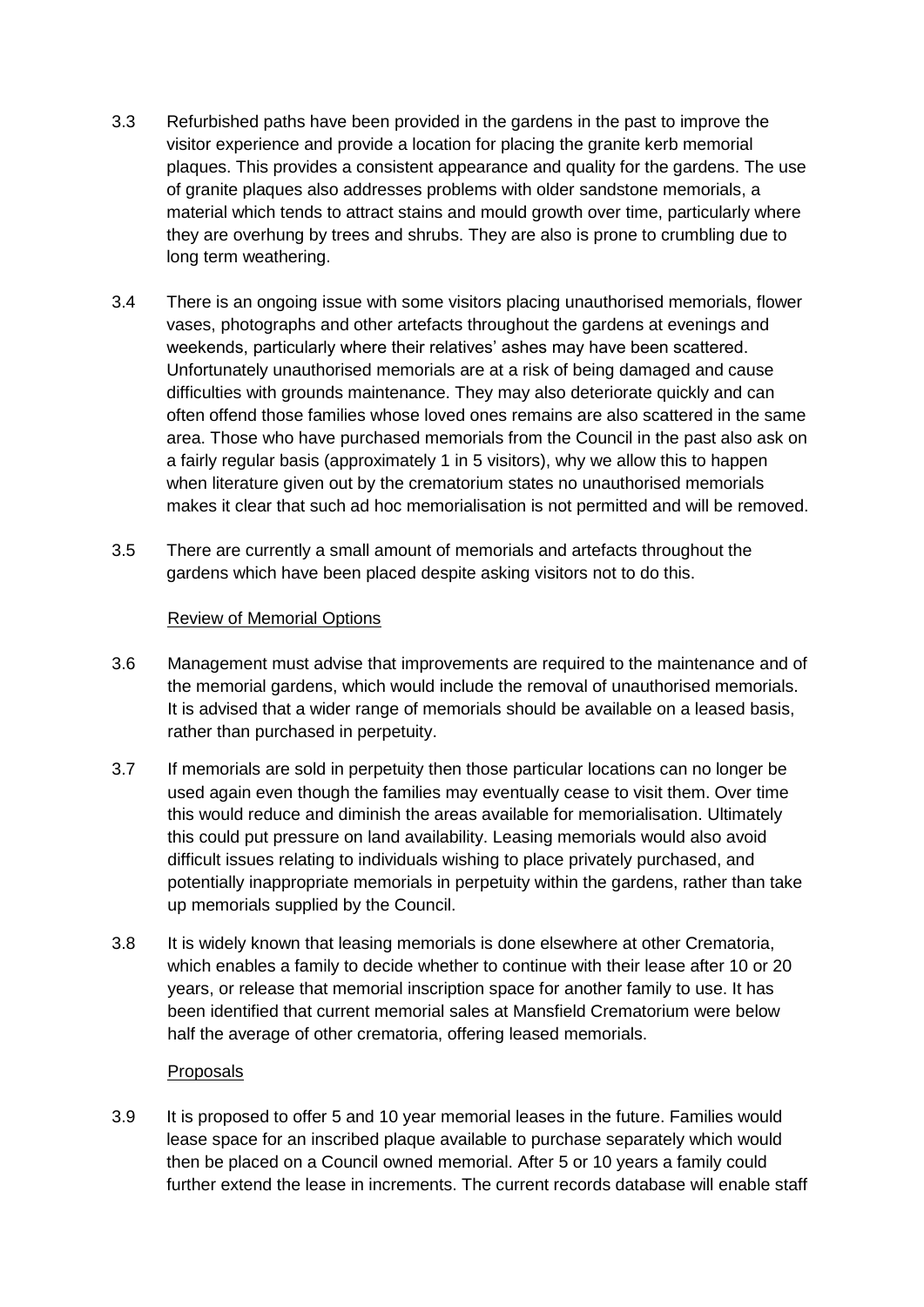3.3 Refurbished paths have been provided in the gardens in the past to improve the visitor experience and provide a location for placing the granite kerb memorial plaques. This provides a consistent appearance and quality for the gardens. The use of granite plaques also addresses problems with older sandstone memorials, a material which tends to attract stains and mould growth over time, particularly where they are overhung by trees and shrubs. They are also is prone to crumbling due to long term weathering.

3.4 There is an ongoing issue with some visitors placing unauthorised memorials, flower vases, photographs and other artefacts throughout the gardens at evenings and weekends, particularly where their relatives' ashes may have been scattered. Unfortunately unauthorised memorials are at a risk of being damaged and cause difficulties with grounds maintenance. They may also deteriorate quickly and can often offend those families whose loved ones remains are also scattered in the same area. Those who have purchased memorials from the Council in the past also ask on a fairly regular basis (approximately 1 in 5 visitors), why we allow this to happen when literature given out by the crematorium states no unauthorised memorials makes it clear that such ad hoc memorialisation is not permitted and will be removed.

3.5 There are currently a small amount of memorials and artefacts throughout the gardens which have been placed despite asking visitors not to do this.

Review of Memorial Options

3.6 Management must advise that improvements are required to the maintenance and of the memorial gardens, which would include the removal of unauthorised memorials. It is advised that a wider range of memorials should be available on a leased basis, rather than purchased in perpetuity.

3.7 If memorials are sold in perpetuity then those particular locations can no longer be used again even though the families may eventually cease to visit them. Over time this would reduce and diminish the areas available for memorialisation. Ultimately this could put pressure on land availability. Leasing memorials would also avoid difficult issues relating to individuals wishing to place privately purchased, and potentially inappropriate memorials in perpetuity within the gardens, rather than take up memorials supplied by the Council.

3.8 It is widely known that leasing memorials is done elsewhere at other Crematoria, which enables a family to decide whether to continue with their lease after 10 or 20 years, or release that memorial inscription space for another family to use. It has been identified that current memorial sales at Mansfield Crematorium were below half the average of other crematoria, offering leased memorials.

Proposals

3.9 It is proposed to offer 5 and 10 year memorial leases in the future. Families would lease space for an inscribed plaque available to purchase separately which would then be placed on a Council owned memorial. After 5 or 10 years a family could further extend the lease in increments. The current records database will enable staff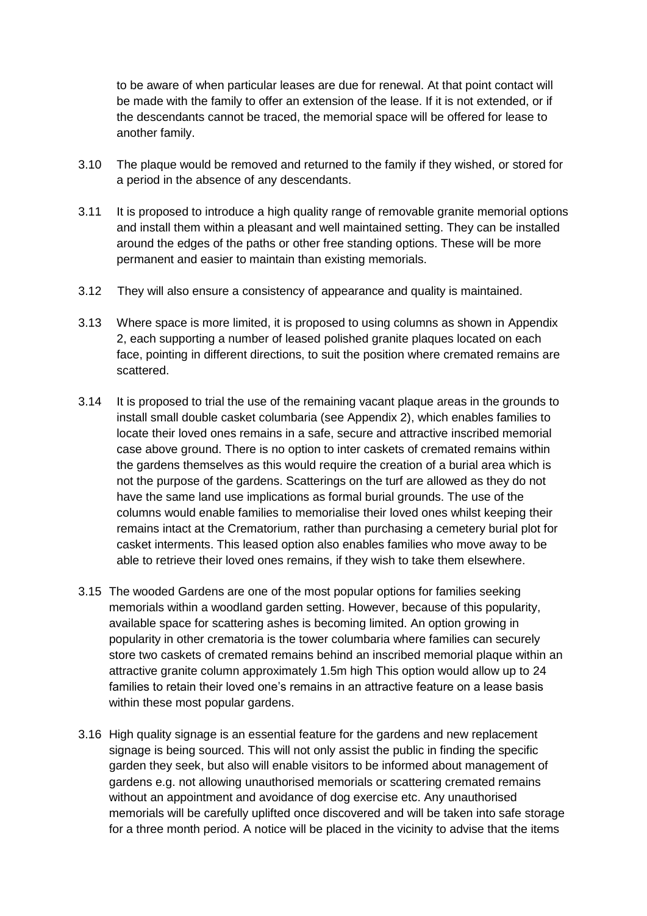to be aware of when particular leases are due for renewal. At that point contact will be made with the family to offer an extension of the lease. If it is not extended, or if the descendants cannot be traced, the memorial space will be offered for lease to another family.

3.10 The plaque would be removed and returned to the family if they wished, or stored for a period in the absence of any descendants.

3.11 It is proposed to introduce a high quality range of removable granite memorial options and install them within a pleasant and well maintained setting. They can be installed around the edges of the paths or other free standing options. These will be more permanent and easier to maintain than existing memorials.

3.12 They will also ensure a consistency of appearance and quality is maintained.

3.13 Where space is more limited, it is proposed to using columns as shown in Appendix 2, each supporting a number of leased polished granite plaques located on each face, pointing in different directions, to suit the position where cremated remains are scattered.

3.14 It is proposed to trial the use of the remaining vacant plaque areas in the grounds to install small double casket columbaria (see Appendix 2), which enables families to locate their loved ones remains in a safe, secure and attractive inscribed memorial case above ground. There is no option to inter caskets of cremated remains within the gardens themselves as this would require the creation of a burial area which is not the purpose of the gardens. Scatterings on the turf are allowed as they do not have the same land use implications as formal burial grounds. The use of the columns would enable families to memorialise their loved ones whilst keeping their remains intact at the Crematorium, rather than purchasing a cemetery burial plot for casket interments. This leased option also enables families who move away to be able to retrieve their loved ones remains, if they wish to take them elsewhere.

3.15 The wooded Gardens are one of the most popular options for families seeking memorials within a woodland garden setting. However, because of this popularity, available space for scattering ashes is becoming limited. An option growing in popularity in other crematoria is the tower columbaria where families can securely store two caskets of cremated remains behind an inscribed memorial plaque within an attractive granite column approximately 1.5m high This option would allow up to 24 families to retain their loved one's remains in an attractive feature on a lease basis within these most popular gardens.

3.16 High quality signage is an essential feature for the gardens and new replacement signage is being sourced. This will not only assist the public in finding the specific garden they seek, but also will enable visitors to be informed about management of gardens e.g. not allowing unauthorised memorials or scattering cremated remains without an appointment and avoidance of dog exercise etc. Any unauthorised memorials will be carefully uplifted once discovered and will be taken into safe storage for a three month period. A notice will be placed in the vicinity to advise that the items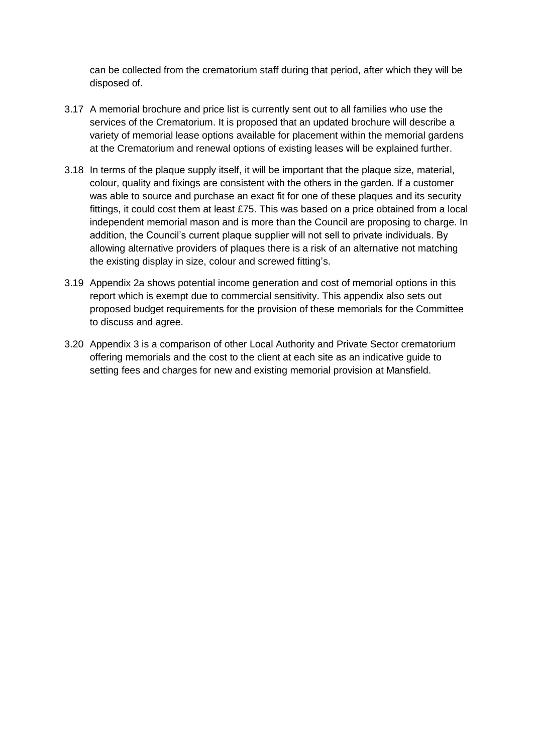can be collected from the crematorium staff during that period, after which they will be disposed of.

3.17 A memorial brochure and price list is currently sent out to all families who use the services of the Crematorium. It is proposed that an updated brochure will describe a variety of memorial lease options available for placement within the memorial gardens at the Crematorium and renewal options of existing leases will be explained further.

3.18 In terms of the plaque supply itself, it will be important that the plaque size, material, colour, quality and fixings are consistent with the others in the garden. If a customer was able to source and purchase an exact fit for one of these plaques and its security fittings, it could cost them at least £75. This was based on a price obtained from a local independent memorial mason and is more than the Council are proposing to charge. In addition, the Council's current plaque supplier will not sell to private individuals. By allowing alternative providers of plaques there is a risk of an alternative not matching the existing display in size, colour and screwed fitting's.

3.19 Appendix 2a shows potential income generation and cost of memorial options in this report which is exempt due to commercial sensitivity. This appendix also sets out proposed budget requirements for the provision of these memorials for the Committee to discuss and agree.

3.20 Appendix 3 is a comparison of other Local Authority and Private Sector crematorium offering memorials and the cost to the client at each site as an indicative guide to setting fees and charges for new and existing memorial provision at Mansfield.